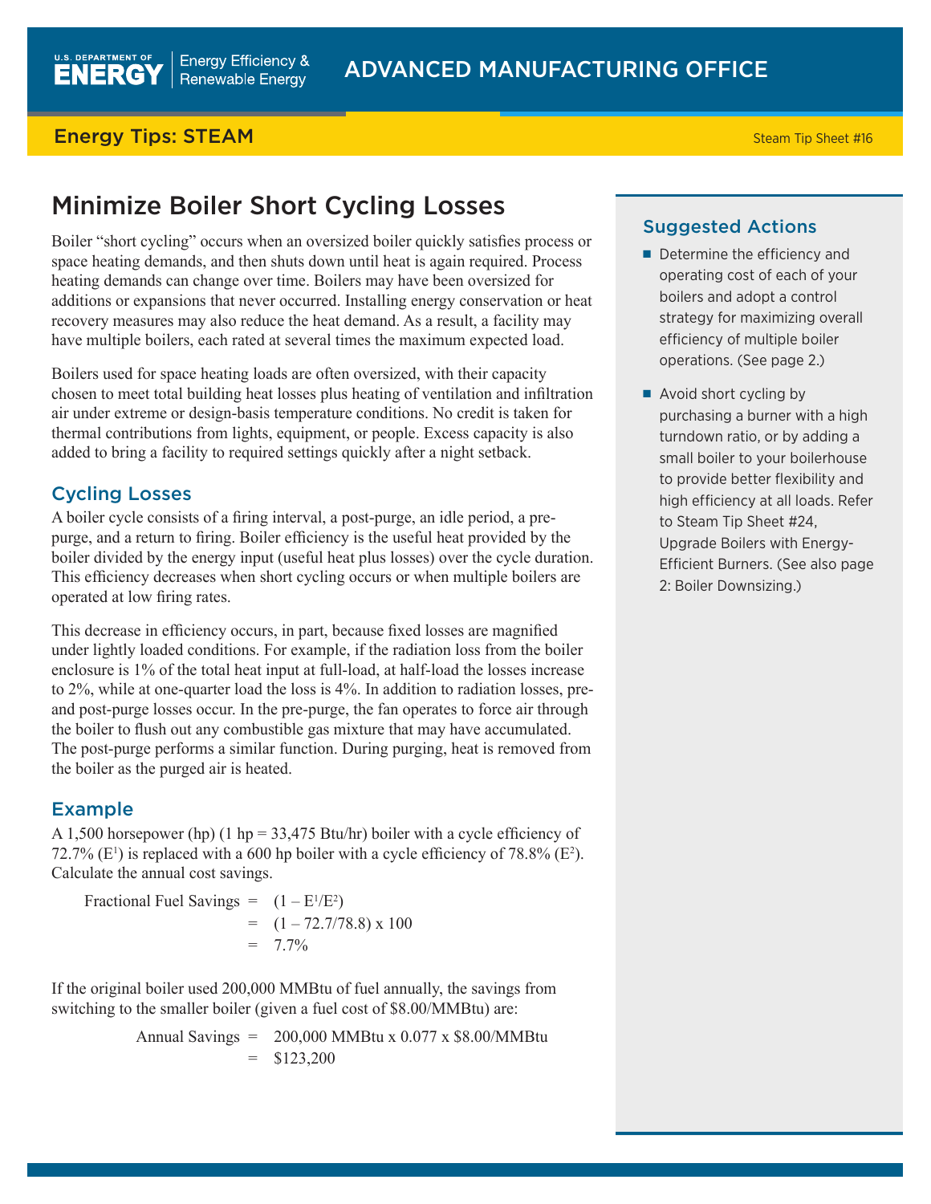U.S. DEPARTMENT OF ENERGY | Energy Efficiency & Renewable Energy

ADVANCED MANUFACTURING OFFICE

Energy Tips: STEAM

Steam Tip Sheet #16

# Minimize Boiler Short Cycling Losses

Boiler "short cycling" occurs when an oversized boiler quickly satisfies process or space heating demands, and then shuts down until heat is again required. Process heating demands can change over time. Boilers may have been oversized for additions or expansions that never occurred. Installing energy conservation or heat recovery measures may also reduce the heat demand. As a result, a facility may have multiple boilers, each rated at several times the maximum expected load.

Boilers used for space heating loads are often oversized, with their capacity chosen to meet total building heat losses plus heating of ventilation and infiltration air under extreme or design-basis temperature conditions. No credit is taken for thermal contributions from lights, equipment, or people. Excess capacity is also added to bring a facility to required settings quickly after a night setback.

## Cycling Losses

A boiler cycle consists of a firing interval, a post-purge, an idle period, a pre-purge, and a return to firing. Boiler efficiency is the useful heat provided by the boiler divided by the energy input (useful heat plus losses) over the cycle duration. This efficiency decreases when short cycling occurs or when multiple boilers are operated at low firing rates.

This decrease in efficiency occurs, in part, because fixed losses are magnified under lightly loaded conditions. For example, if the radiation loss from the boiler enclosure is 1% of the total heat input at full-load, at half-load the losses increase to 2%, while at one-quarter load the loss is 4%. In addition to radiation losses, pre- and post-purge losses occur. In the pre-purge, the fan operates to force air through the boiler to flush out any combustible gas mixture that may have accumulated. The post-purge performs a similar function. During purging, heat is removed from the boiler as the purged air is heated.

## Example

A 1,500 horsepower (hp) (1 hp = 33,475 Btu/hr) boiler with a cycle efficiency of 72.7% ($E^1$) is replaced with a 600 hp boiler with a cycle efficiency of 78.8% ($E^2$). Calculate the annual cost savings.

$$\begin{aligned}\text{Fractional Fuel Savings} &= (1 - E^1/E^2) \\ &= (1 - 72.7/78.8) \times 100 \\ &= 7.7\%\end{aligned}$$

If the original boiler used 200,000 MMBtu of fuel annually, the savings from switching to the smaller boiler (given a fuel cost of $8.00/MMBtu) are:

$$\begin{aligned}\text{Annual Savings} &= 200{,}000 \text{ MMBtu} \times 0.077 \times \$8.00/\text{MMBtu} \\ &= \$123{,}200\end{aligned}$$

## Suggested Actions

- Determine the efficiency and operating cost of each of your boilers and adopt a control strategy for maximizing overall efficiency of multiple boiler operations. (See page 2.)
- Avoid short cycling by purchasing a burner with a high turndown ratio, or by adding a small boiler to your boilerhouse to provide better flexibility and high efficiency at all loads. Refer to Steam Tip Sheet #24, Upgrade Boilers with Energy-Efficient Burners. (See also page 2: Boiler Downsizing.)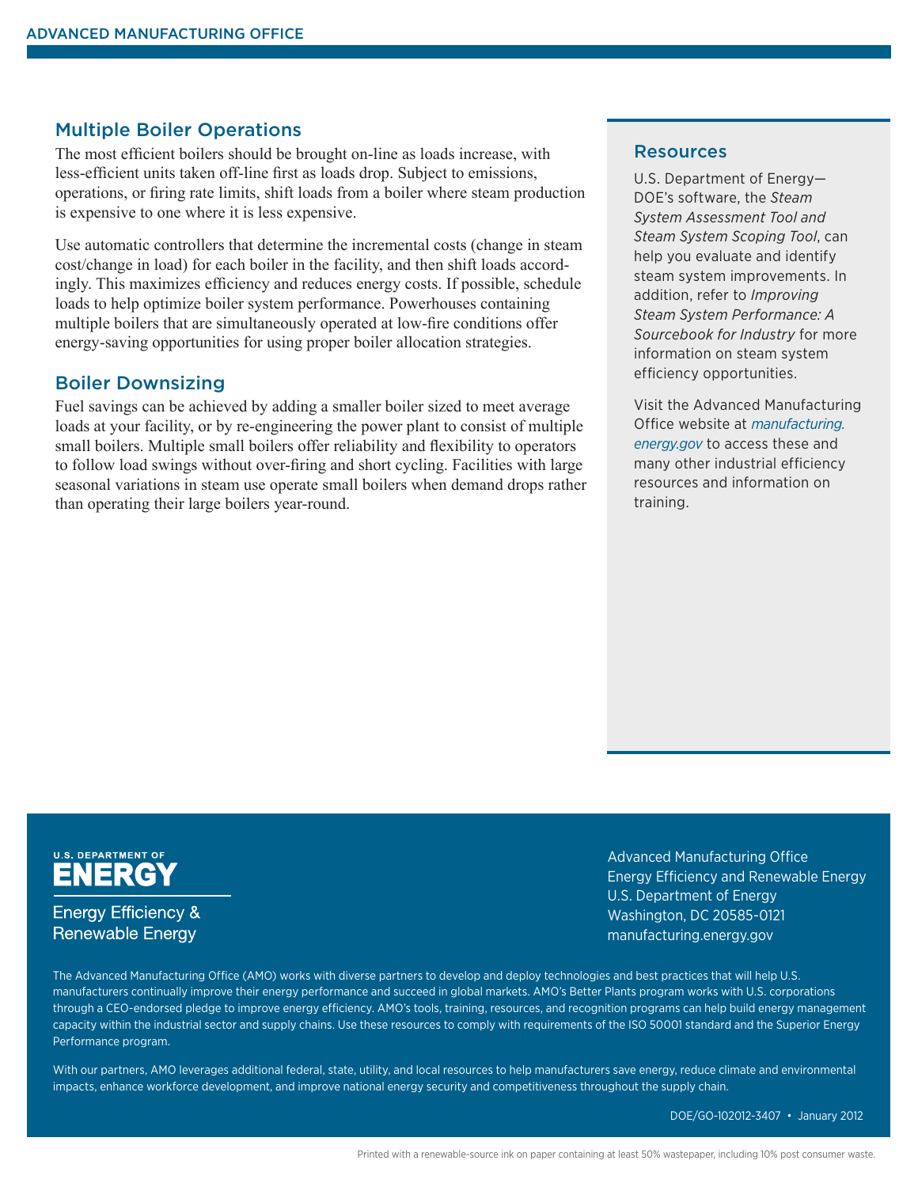## Multiple Boiler Operations

The most efficient boilers should be brought on-line as loads increase, with less-efficient units taken off-line first as loads drop. Subject to emissions, operations, or firing rate limits, shift loads from a boiler where steam production is expensive to one where it is less expensive.

Use automatic controllers that determine the incremental costs (change in steam cost/change in load) for each boiler in the facility, and then shift loads accordingly. This maximizes efficiency and reduces energy costs. If possible, schedule loads to help optimize boiler system performance. Powerhouses containing multiple boilers that are simultaneously operated at low-fire conditions offer energy-saving opportunities for using proper boiler allocation strategies.

## Boiler Downsizing

Fuel savings can be achieved by adding a smaller boiler sized to meet average loads at your facility, or by re-engineering the power plant to consist of multiple small boilers. Multiple small boilers offer reliability and flexibility to operators to follow load swings without over-firing and short cycling. Facilities with large seasonal variations in steam use operate small boilers when demand drops rather than operating their large boilers year-round.

## Resources

U.S. Department of Energy—DOE's software, the *Steam System Assessment Tool and Steam System Scoping Tool*, can help you evaluate and identify steam system improvements. In addition, refer to *Improving Steam System Performance: A Sourcebook for Industry* for more information on steam system efficiency opportunities.

Visit the Advanced Manufacturing Office website at *manufacturing.energy.gov* to access these and many other industrial efficiency resources and information on training.

U.S. DEPARTMENT OF ENERGY

Energy Efficiency & Renewable Energy

Advanced Manufacturing Office
Energy Efficiency and Renewable Energy
U.S. Department of Energy
Washington, DC 20585-0121
manufacturing.energy.gov

The Advanced Manufacturing Office (AMO) works with diverse partners to develop and deploy technologies and best practices that will help U.S. manufacturers continually improve their energy performance and succeed in global markets. AMO's Better Plants program works with U.S. corporations through a CEO-endorsed pledge to improve energy efficiency. AMO's tools, training, resources, and recognition programs can help build energy management capacity within the industrial sector and supply chains. Use these resources to comply with requirements of the ISO 50001 standard and the Superior Energy Performance program.

With our partners, AMO leverages additional federal, state, utility, and local resources to help manufacturers save energy, reduce climate and environmental impacts, enhance workforce development, and improve national energy security and competitiveness throughout the supply chain.

DOE/GO-102012-3407 • January 2012

Printed with a renewable-source ink on paper containing at least 50% wastepaper, including 10% post consumer waste.